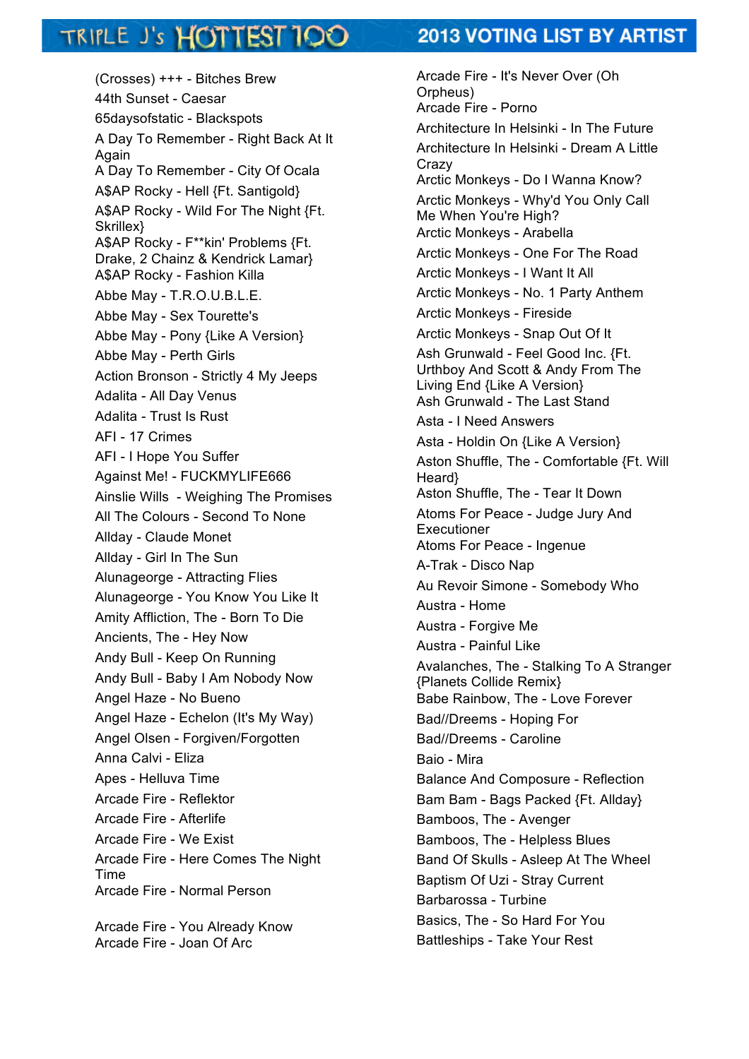# TRIPLE J's HOTTEST 100 — 2013 VOTING LIST BY ARTIST

(Crosses) +++ - Bitches Brew
44th Sunset - Caesar
65daysofstatic - Blackspots
A Day To Remember - Right Back At It Again
A Day To Remember - City Of Ocala
A$AP Rocky - Hell {Ft. Santigold}
A$AP Rocky - Wild For The Night {Ft. Skrillex}
A$AP Rocky - F**kin' Problems {Ft. Drake, 2 Chainz & Kendrick Lamar}
A$AP Rocky - Fashion Killa
Abbe May - T.R.O.U.B.L.E.
Abbe May - Sex Tourette's
Abbe May - Pony {Like A Version}
Abbe May - Perth Girls
Action Bronson - Strictly 4 My Jeeps
Adalita - All Day Venus
Adalita - Trust Is Rust
AFI - 17 Crimes
AFI - I Hope You Suffer
Against Me! - FUCKMYLIFE666
Ainslie Wills - Weighing The Promises
All The Colours - Second To None
Allday - Claude Monet
Allday - Girl In The Sun
Alunageorge - Attracting Flies
Alunageorge - You Know You Like It
Amity Affliction, The - Born To Die
Ancients, The - Hey Now
Andy Bull - Keep On Running
Andy Bull - Baby I Am Nobody Now
Angel Haze - No Bueno
Angel Haze - Echelon (It's My Way)
Angel Olsen - Forgiven/Forgotten
Anna Calvi - Eliza
Apes - Helluva Time
Arcade Fire - Reflektor
Arcade Fire - Afterlife
Arcade Fire - We Exist
Arcade Fire - Here Comes The Night Time
Arcade Fire - Normal Person
Arcade Fire - You Already Know
Arcade Fire - Joan Of Arc
Arcade Fire - It's Never Over (Oh Orpheus)
Arcade Fire - Porno
Architecture In Helsinki - In The Future
Architecture In Helsinki - Dream A Little Crazy
Arctic Monkeys - Do I Wanna Know?
Arctic Monkeys - Why'd You Only Call Me When You're High?
Arctic Monkeys - Arabella
Arctic Monkeys - One For The Road
Arctic Monkeys - I Want It All
Arctic Monkeys - No. 1 Party Anthem
Arctic Monkeys - Fireside
Arctic Monkeys - Snap Out Of It
Ash Grunwald - Feel Good Inc. {Ft. Urthboy And Scott & Andy From The Living End {Like A Version}
Ash Grunwald - The Last Stand
Asta - I Need Answers
Asta - Holdin On {Like A Version}
Aston Shuffle, The - Comfortable {Ft. Will Heard}
Aston Shuffle, The - Tear It Down
Atoms For Peace - Judge Jury And Executioner
Atoms For Peace - Ingenue
A-Trak - Disco Nap
Au Revoir Simone - Somebody Who
Austra - Home
Austra - Forgive Me
Austra - Painful Like
Avalanches, The - Stalking To A Stranger {Planets Collide Remix}
Babe Rainbow, The - Love Forever
Bad//Dreems - Hoping For
Bad//Dreems - Caroline
Baio - Mira
Balance And Composure - Reflection
Bam Bam - Bags Packed {Ft. Allday}
Bamboos, The - Avenger
Bamboos, The - Helpless Blues
Band Of Skulls - Asleep At The Wheel
Baptism Of Uzi - Stray Current
Barbarossa - Turbine
Basics, The - So Hard For You
Battleships - Take Your Rest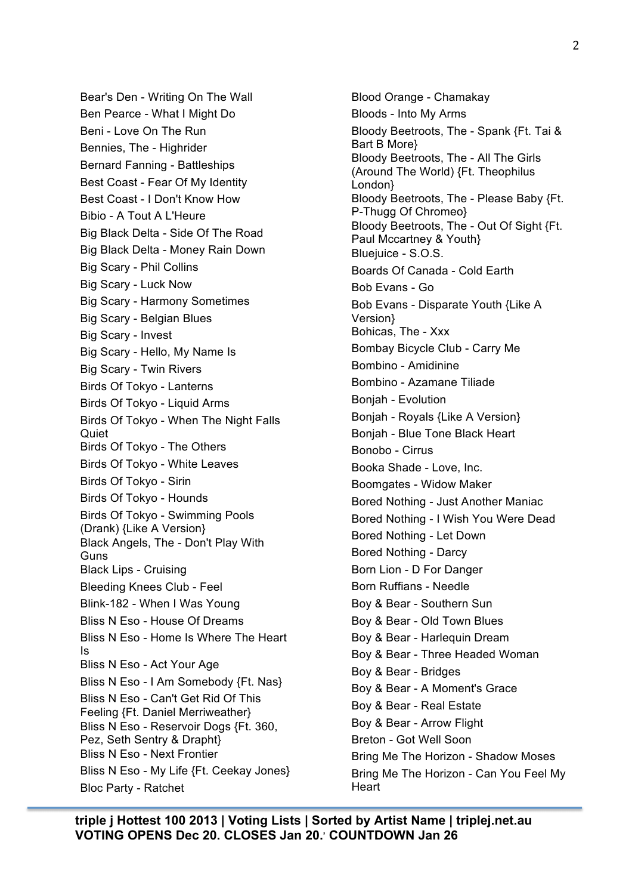Bear's Den - Writing On The Wall
Ben Pearce - What I Might Do
Beni - Love On The Run
Bennies, The - Highrider
Bernard Fanning - Battleships
Best Coast - Fear Of My Identity
Best Coast - I Don't Know How
Bibio - A Tout A L'Heure
Big Black Delta - Side Of The Road
Big Black Delta - Money Rain Down
Big Scary - Phil Collins
Big Scary - Luck Now
Big Scary - Harmony Sometimes
Big Scary - Belgian Blues
Big Scary - Invest
Big Scary - Hello, My Name Is
Big Scary - Twin Rivers
Birds Of Tokyo - Lanterns
Birds Of Tokyo - Liquid Arms
Birds Of Tokyo - When The Night Falls Quiet
Birds Of Tokyo - The Others
Birds Of Tokyo - White Leaves
Birds Of Tokyo - Sirin
Birds Of Tokyo - Hounds
Birds Of Tokyo - Swimming Pools (Drank) {Like A Version}
Black Angels, The - Don't Play With Guns
Black Lips - Cruising
Bleeding Knees Club - Feel
Blink-182 - When I Was Young
Bliss N Eso - House Of Dreams
Bliss N Eso - Home Is Where The Heart Is
Bliss N Eso - Act Your Age
Bliss N Eso - I Am Somebody {Ft. Nas}
Bliss N Eso - Can't Get Rid Of This Feeling {Ft. Daniel Merriweather}
Bliss N Eso - Reservoir Dogs {Ft. 360, Pez, Seth Sentry & Drapht}
Bliss N Eso - Next Frontier
Bliss N Eso - My Life {Ft. Ceekay Jones}
Bloc Party - Ratchet
Blood Orange - Chamakay
Bloods - Into My Arms
Bloody Beetroots, The - Spank {Ft. Tai & Bart B More}
Bloody Beetroots, The - All The Girls (Around The World) {Ft. Theophilus London}
Bloody Beetroots, The - Please Baby {Ft. P-Thugg Of Chromeo}
Bloody Beetroots, The - Out Of Sight {Ft. Paul Mccartney & Youth}
Bluejuice - S.O.S.
Boards Of Canada - Cold Earth
Bob Evans - Go
Bob Evans - Disparate Youth {Like A Version}
Bohicas, The - Xxx
Bombay Bicycle Club - Carry Me
Bombino - Amidinine
Bombino - Azamane Tiliade
Bonjah - Evolution
Bonjah - Royals {Like A Version}
Bonjah - Blue Tone Black Heart
Bonobo - Cirrus
Booka Shade - Love, Inc.
Boomgates - Widow Maker
Bored Nothing - Just Another Maniac
Bored Nothing - I Wish You Were Dead
Bored Nothing - Let Down
Bored Nothing - Darcy
Born Lion - D For Danger
Born Ruffians - Needle
Boy & Bear - Southern Sun
Boy & Bear - Old Town Blues
Boy & Bear - Harlequin Dream
Boy & Bear - Three Headed Woman
Boy & Bear - Bridges
Boy & Bear - A Moment's Grace
Boy & Bear - Real Estate
Boy & Bear - Arrow Flight
Breton - Got Well Soon
Bring Me The Horizon - Shadow Moses
Bring Me The Horizon - Can You Feel My Heart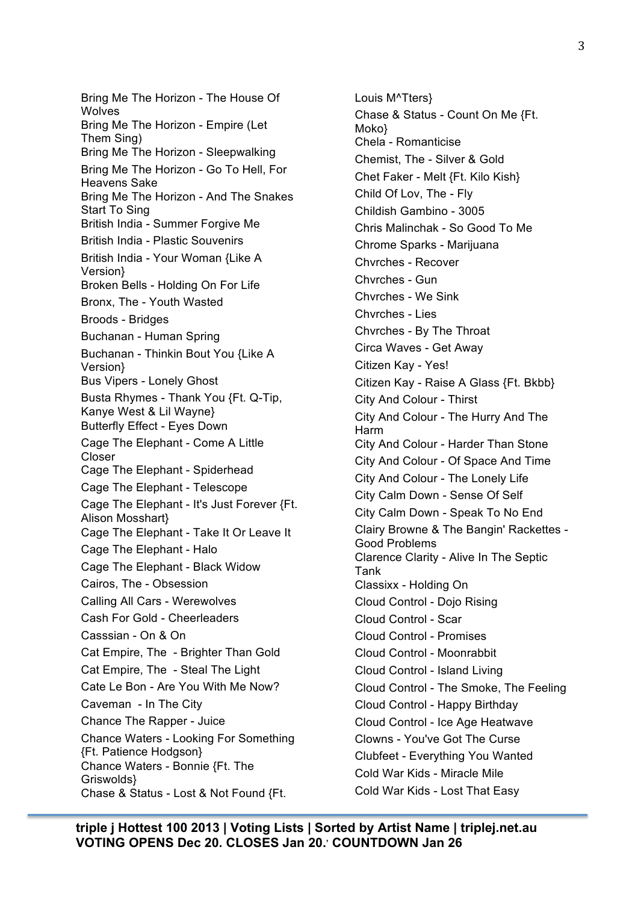Bring Me The Horizon - The House Of Wolves
Bring Me The Horizon - Empire (Let Them Sing)
Bring Me The Horizon - Sleepwalking
Bring Me The Horizon - Go To Hell, For Heavens Sake
Bring Me The Horizon - And The Snakes Start To Sing
British India - Summer Forgive Me
British India - Plastic Souvenirs
British India - Your Woman {Like A Version}
Broken Bells - Holding On For Life
Bronx, The - Youth Wasted
Broods - Bridges
Buchanan - Human Spring
Buchanan - Thinkin Bout You {Like A Version}
Bus Vipers - Lonely Ghost
Busta Rhymes - Thank You {Ft. Q-Tip, Kanye West & Lil Wayne}
Butterfly Effect - Eyes Down
Cage The Elephant - Come A Little Closer
Cage The Elephant - Spiderhead
Cage The Elephant - Telescope
Cage The Elephant - It's Just Forever {Ft. Alison Mosshart}
Cage The Elephant - Take It Or Leave It
Cage The Elephant - Halo
Cage The Elephant - Black Widow
Cairos, The - Obsession
Calling All Cars - Werewolves
Cash For Gold - Cheerleaders
Casssian - On & On
Cat Empire, The - Brighter Than Gold
Cat Empire, The - Steal The Light
Cate Le Bon - Are You With Me Now?
Caveman - In The City
Chance The Rapper - Juice
Chance Waters - Looking For Something {Ft. Patience Hodgson}
Chance Waters - Bonnie {Ft. The Griswolds}
Chase & Status - Lost & Not Found {Ft. Louis M^Tters}
Chase & Status - Count On Me {Ft. Moko}
Chela - Romanticise
Chemist, The - Silver & Gold
Chet Faker - Melt {Ft. Kilo Kish}
Child Of Lov, The - Fly
Childish Gambino - 3005
Chris Malinchak - So Good To Me
Chrome Sparks - Marijuana
Chvrches - Recover
Chvrches - Gun
Chvrches - We Sink
Chvrches - Lies
Chvrches - By The Throat
Circa Waves - Get Away
Citizen Kay - Yes!
Citizen Kay - Raise A Glass {Ft. Bkbb}
City And Colour - Thirst
City And Colour - The Hurry And The Harm
City And Colour - Harder Than Stone
City And Colour - Of Space And Time
City And Colour - The Lonely Life
City Calm Down - Sense Of Self
City Calm Down - Speak To No End
Clairy Browne & The Bangin' Rackettes - Good Problems
Clarence Clarity - Alive In The Septic Tank
Classixx - Holding On
Cloud Control - Dojo Rising
Cloud Control - Scar
Cloud Control - Promises
Cloud Control - Moonrabbit
Cloud Control - Island Living
Cloud Control - The Smoke, The Feeling
Cloud Control - Happy Birthday
Cloud Control - Ice Age Heatwave
Clowns - You've Got The Curse
Clubfeet - Everything You Wanted
Cold War Kids - Miracle Mile
Cold War Kids - Lost That Easy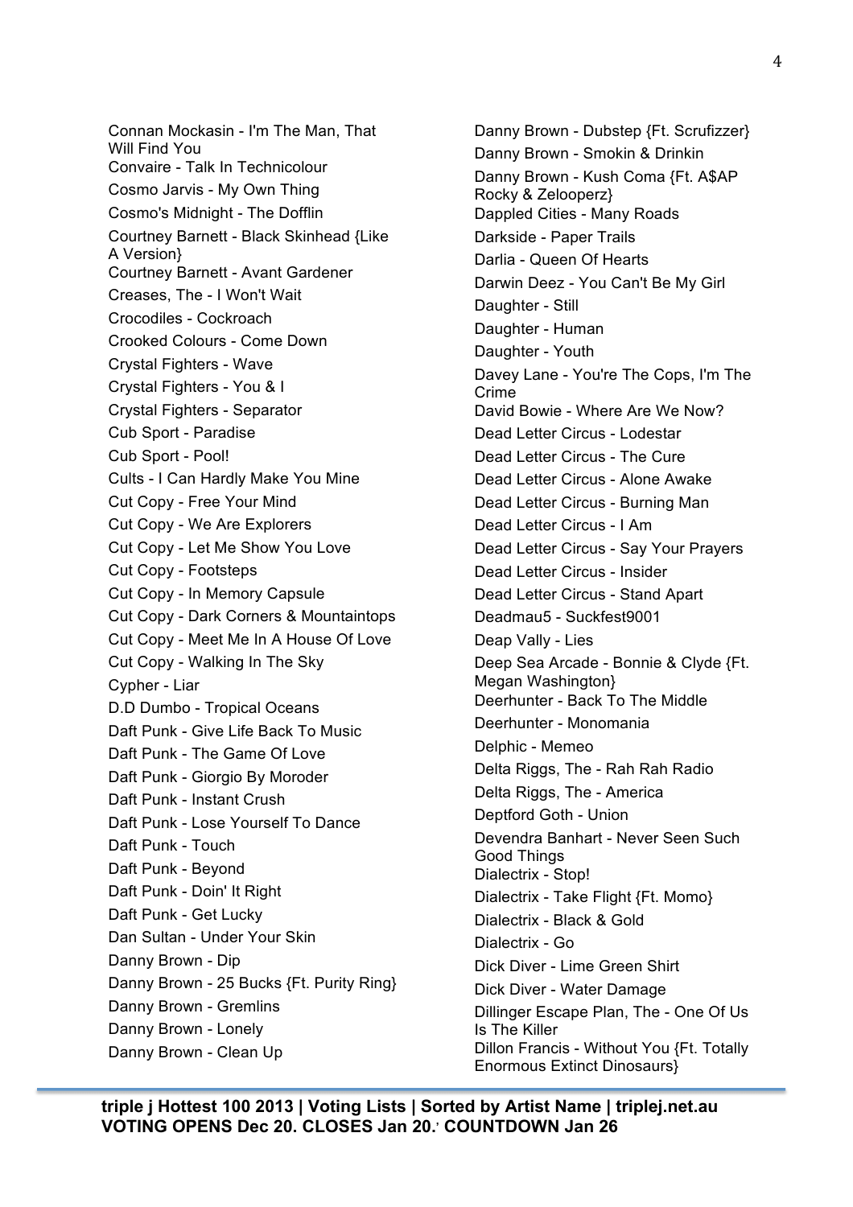Connan Mockasin - I'm The Man, That Will Find You
Convaire - Talk In Technicolour
Cosmo Jarvis - My Own Thing
Cosmo's Midnight - The Dofflin
Courtney Barnett - Black Skinhead {Like A Version}
Courtney Barnett - Avant Gardener
Creases, The - I Won't Wait
Crocodiles - Cockroach
Crooked Colours - Come Down
Crystal Fighters - Wave
Crystal Fighters - You & I
Crystal Fighters - Separator
Cub Sport - Paradise
Cub Sport - Pool!
Cults - I Can Hardly Make You Mine
Cut Copy - Free Your Mind
Cut Copy - We Are Explorers
Cut Copy - Let Me Show You Love
Cut Copy - Footsteps
Cut Copy - In Memory Capsule
Cut Copy - Dark Corners & Mountaintops
Cut Copy - Meet Me In A House Of Love
Cut Copy - Walking In The Sky
Cypher - Liar
D.D Dumbo - Tropical Oceans
Daft Punk - Give Life Back To Music
Daft Punk - The Game Of Love
Daft Punk - Giorgio By Moroder
Daft Punk - Instant Crush
Daft Punk - Lose Yourself To Dance
Daft Punk - Touch
Daft Punk - Beyond
Daft Punk - Doin' It Right
Daft Punk - Get Lucky
Dan Sultan - Under Your Skin
Danny Brown - Dip
Danny Brown - 25 Bucks {Ft. Purity Ring}
Danny Brown - Gremlins
Danny Brown - Lonely
Danny Brown - Clean Up
Danny Brown - Dubstep {Ft. Scrufizzer}
Danny Brown - Smokin & Drinkin
Danny Brown - Kush Coma {Ft. A$AP Rocky & Zelooperz}
Dappled Cities - Many Roads
Darkside - Paper Trails
Darlia - Queen Of Hearts
Darwin Deez - You Can't Be My Girl
Daughter - Still
Daughter - Human
Daughter - Youth
Davey Lane - You're The Cops, I'm The Crime
David Bowie - Where Are We Now?
Dead Letter Circus - Lodestar
Dead Letter Circus - The Cure
Dead Letter Circus - Alone Awake
Dead Letter Circus - Burning Man
Dead Letter Circus - I Am
Dead Letter Circus - Say Your Prayers
Dead Letter Circus - Insider
Dead Letter Circus - Stand Apart
Deadmau5 - Suckfest9001
Deap Vally - Lies
Deep Sea Arcade - Bonnie & Clyde {Ft. Megan Washington}
Deerhunter - Back To The Middle
Deerhunter - Monomania
Delphic - Memeo
Delta Riggs, The - Rah Rah Radio
Delta Riggs, The - America
Deptford Goth - Union
Devendra Banhart - Never Seen Such Good Things
Dialectrix - Stop!
Dialectrix - Take Flight {Ft. Momo}
Dialectrix - Black & Gold
Dialectrix - Go
Dick Diver - Lime Green Shirt
Dick Diver - Water Damage
Dillinger Escape Plan, The - One Of Us Is The Killer
Dillon Francis - Without You {Ft. Totally Enormous Extinct Dinosaurs}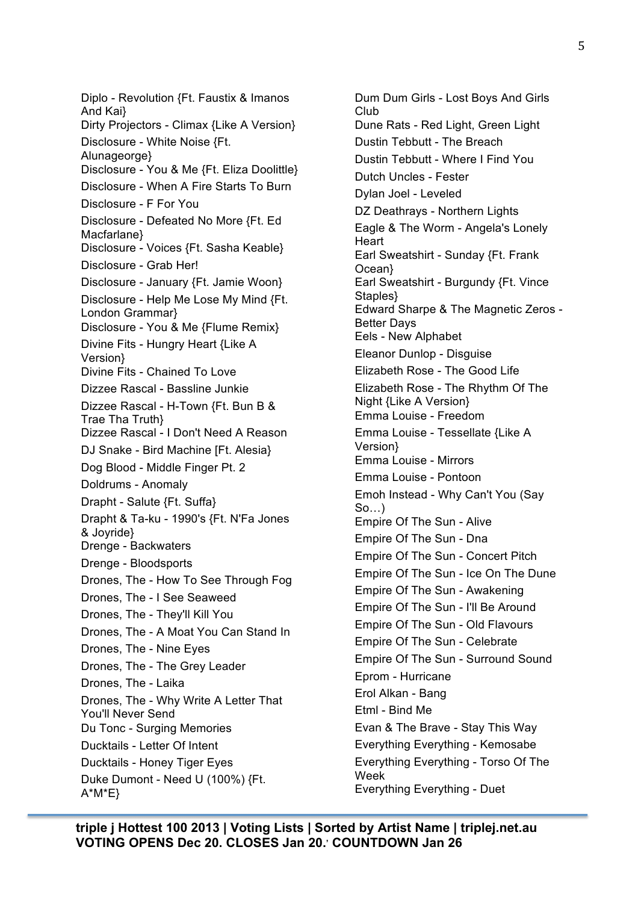Diplo - Revolution {Ft. Faustix & Imanos And Kai}
Dirty Projectors - Climax {Like A Version}
Disclosure - White Noise {Ft. Alunageorge}
Disclosure - You & Me {Ft. Eliza Doolittle}
Disclosure - When A Fire Starts To Burn
Disclosure - F For You
Disclosure - Defeated No More {Ft. Ed Macfarlane}
Disclosure - Voices {Ft. Sasha Keable}
Disclosure - Grab Her!
Disclosure - January {Ft. Jamie Woon}
Disclosure - Help Me Lose My Mind {Ft. London Grammar}
Disclosure - You & Me {Flume Remix}
Divine Fits - Hungry Heart {Like A Version}
Divine Fits - Chained To Love
Dizzee Rascal - Bassline Junkie
Dizzee Rascal - H-Town {Ft. Bun B & Trae Tha Truth}
Dizzee Rascal - I Don't Need A Reason
DJ Snake - Bird Machine [Ft. Alesia}
Dog Blood - Middle Finger Pt. 2
Doldrums - Anomaly
Drapht - Salute {Ft. Suffa}
Drapht & Ta-ku - 1990's {Ft. N'Fa Jones & Joyride}
Drenge - Backwaters
Drenge - Bloodsports
Drones, The - How To See Through Fog
Drones, The - I See Seaweed
Drones, The - They'll Kill You
Drones, The - A Moat You Can Stand In
Drones, The - Nine Eyes
Drones, The - The Grey Leader
Drones, The - Laika
Drones, The - Why Write A Letter That You'll Never Send
Du Tonc - Surging Memories
Ducktails - Letter Of Intent
Ducktails - Honey Tiger Eyes
Duke Dumont - Need U (100%) {Ft. A*M*E}
Dum Dum Girls - Lost Boys And Girls Club
Dune Rats - Red Light, Green Light
Dustin Tebbutt - The Breach
Dustin Tebbutt - Where I Find You
Dutch Uncles - Fester
Dylan Joel - Leveled
DZ Deathrays - Northern Lights
Eagle & The Worm - Angela's Lonely Heart
Earl Sweatshirt - Sunday {Ft. Frank Ocean}
Earl Sweatshirt - Burgundy {Ft. Vince Staples}
Edward Sharpe & The Magnetic Zeros - Better Days
Eels - New Alphabet
Eleanor Dunlop - Disguise
Elizabeth Rose - The Good Life
Elizabeth Rose - The Rhythm Of The Night {Like A Version}
Emma Louise - Freedom
Emma Louise - Tessellate {Like A Version}
Emma Louise - Mirrors
Emma Louise - Pontoon
Emoh Instead - Why Can't You (Say So…)
Empire Of The Sun - Alive
Empire Of The Sun - Dna
Empire Of The Sun - Concert Pitch
Empire Of The Sun - Ice On The Dune
Empire Of The Sun - Awakening
Empire Of The Sun - I'll Be Around
Empire Of The Sun - Old Flavours
Empire Of The Sun - Celebrate
Empire Of The Sun - Surround Sound
Eprom - Hurricane
Erol Alkan - Bang
Etml - Bind Me
Evan & The Brave - Stay This Way
Everything Everything - Kemosabe
Everything Everything - Torso Of The Week
Everything Everything - Duet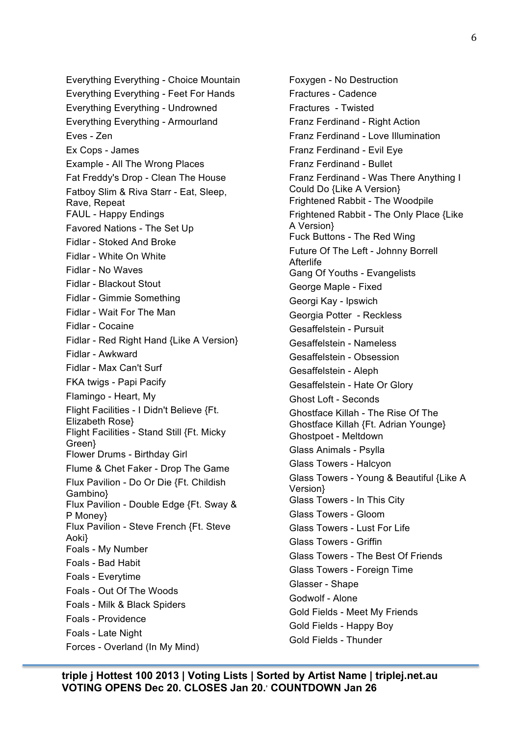Everything Everything - Choice Mountain
Everything Everything - Feet For Hands
Everything Everything - Undrowned
Everything Everything - Armourland
Eves - Zen
Ex Cops - James
Example - All The Wrong Places
Fat Freddy's Drop - Clean The House
Fatboy Slim & Riva Starr - Eat, Sleep, Rave, Repeat
FAUL - Happy Endings
Favored Nations - The Set Up
Fidlar - Stoked And Broke
Fidlar - White On White
Fidlar - No Waves
Fidlar - Blackout Stout
Fidlar - Gimmie Something
Fidlar - Wait For The Man
Fidlar - Cocaine
Fidlar - Red Right Hand {Like A Version}
Fidlar - Awkward
Fidlar - Max Can't Surf
FKA twigs - Papi Pacify
Flamingo - Heart, My
Flight Facilities - I Didn't Believe {Ft. Elizabeth Rose}
Flight Facilities - Stand Still {Ft. Micky Green}
Flower Drums - Birthday Girl
Flume & Chet Faker - Drop The Game
Flux Pavilion - Do Or Die {Ft. Childish Gambino}
Flux Pavilion - Double Edge {Ft. Sway & P Money}
Flux Pavilion - Steve French {Ft. Steve Aoki}
Foals - My Number
Foals - Bad Habit
Foals - Everytime
Foals - Out Of The Woods
Foals - Milk & Black Spiders
Foals - Providence
Foals - Late Night
Forces - Overland (In My Mind)
Foxygen - No Destruction
Fractures - Cadence
Fractures - Twisted
Franz Ferdinand - Right Action
Franz Ferdinand - Love Illumination
Franz Ferdinand - Evil Eye
Franz Ferdinand - Bullet
Franz Ferdinand - Was There Anything I Could Do {Like A Version}
Frightened Rabbit - The Woodpile
Frightened Rabbit - The Only Place {Like A Version}
Fuck Buttons - The Red Wing
Future Of The Left - Johnny Borrell Afterlife
Gang Of Youths - Evangelists
George Maple - Fixed
Georgi Kay - Ipswich
Georgia Potter - Reckless
Gesaffelstein - Pursuit
Gesaffelstein - Nameless
Gesaffelstein - Obsession
Gesaffelstein - Aleph
Gesaffelstein - Hate Or Glory
Ghost Loft - Seconds
Ghostface Killah - The Rise Of The Ghostface Killah {Ft. Adrian Younge}
Ghostpoet - Meltdown
Glass Animals - Psylla
Glass Towers - Halcyon
Glass Towers - Young & Beautiful {Like A Version}
Glass Towers - In This City
Glass Towers - Gloom
Glass Towers - Lust For Life
Glass Towers - Griffin
Glass Towers - The Best Of Friends
Glass Towers - Foreign Time
Glasser - Shape
Godwolf - Alone
Gold Fields - Meet My Friends
Gold Fields - Happy Boy
Gold Fields - Thunder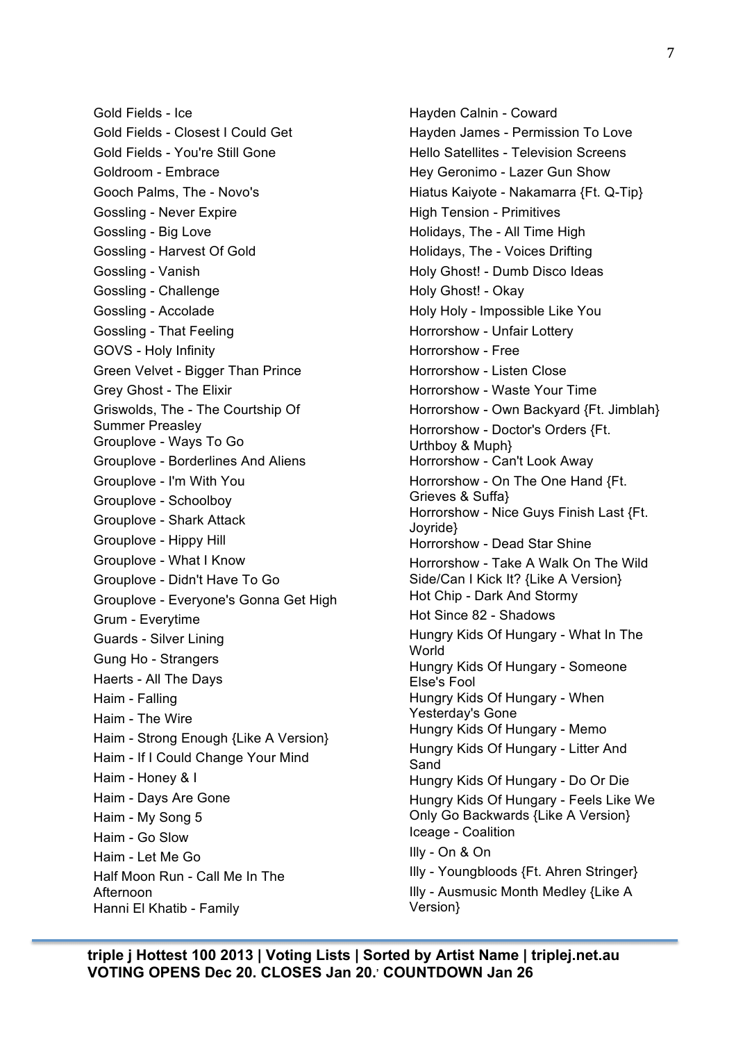Gold Fields - Ice
Gold Fields - Closest I Could Get
Gold Fields - You're Still Gone
Goldroom - Embrace
Gooch Palms, The - Novo's
Gossling - Never Expire
Gossling - Big Love
Gossling - Harvest Of Gold
Gossling - Vanish
Gossling - Challenge
Gossling - Accolade
Gossling - That Feeling
GOVS - Holy Infinity
Green Velvet - Bigger Than Prince
Grey Ghost - The Elixir
Griswolds, The - The Courtship Of Summer Preasley
Grouplove - Ways To Go
Grouplove - Borderlines And Aliens
Grouplove - I'm With You
Grouplove - Schoolboy
Grouplove - Shark Attack
Grouplove - Hippy Hill
Grouplove - What I Know
Grouplove - Didn't Have To Go
Grouplove - Everyone's Gonna Get High
Grum - Everytime
Guards - Silver Lining
Gung Ho - Strangers
Haerts - All The Days
Haim - Falling
Haim - The Wire
Haim - Strong Enough {Like A Version}
Haim - If I Could Change Your Mind
Haim - Honey & I
Haim - Days Are Gone
Haim - My Song 5
Haim - Go Slow
Haim - Let Me Go
Half Moon Run - Call Me In The Afternoon
Hanni El Khatib - Family
Hayden Calnin - Coward
Hayden James - Permission To Love
Hello Satellites - Television Screens
Hey Geronimo - Lazer Gun Show
Hiatus Kaiyote - Nakamarra {Ft. Q-Tip}
High Tension - Primitives
Holidays, The - All Time High
Holidays, The - Voices Drifting
Holy Ghost! - Dumb Disco Ideas
Holy Ghost! - Okay
Holy Holy - Impossible Like You
Horrorshow - Unfair Lottery
Horrorshow - Free
Horrorshow - Listen Close
Horrorshow - Waste Your Time
Horrorshow - Own Backyard {Ft. Jimblah}
Horrorshow - Doctor's Orders {Ft. Urthboy & Muph}
Horrorshow - Can't Look Away
Horrorshow - On The One Hand {Ft. Grieves & Suffa}
Horrorshow - Nice Guys Finish Last {Ft. Joyride}
Horrorshow - Dead Star Shine
Horrorshow - Take A Walk On The Wild Side/Can I Kick It? {Like A Version}
Hot Chip - Dark And Stormy
Hot Since 82 - Shadows
Hungry Kids Of Hungary - What In The World
Hungry Kids Of Hungary - Someone Else's Fool
Hungry Kids Of Hungary - When Yesterday's Gone
Hungry Kids Of Hungary - Memo
Hungry Kids Of Hungary - Litter And Sand
Hungry Kids Of Hungary - Do Or Die
Hungry Kids Of Hungary - Feels Like We Only Go Backwards {Like A Version}
Iceage - Coalition
Illy - On & On
Illy - Youngbloods {Ft. Ahren Stringer}
Illy - Ausmusic Month Medley {Like A Version}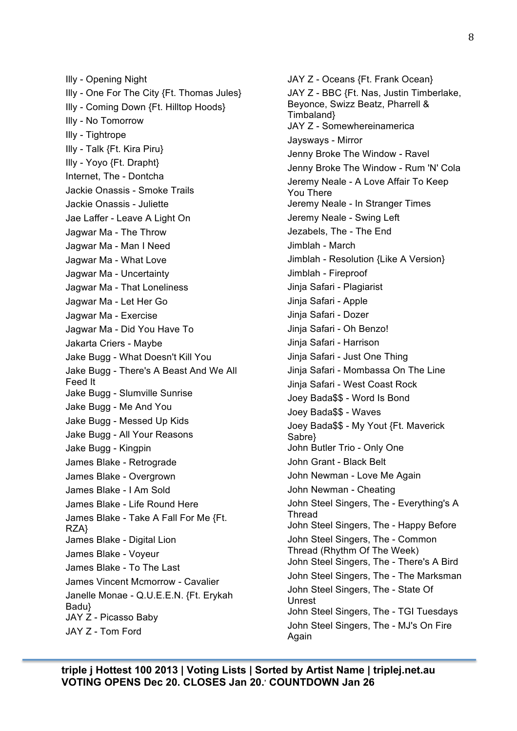Illy - Opening Night
Illy - One For The City {Ft. Thomas Jules}
Illy - Coming Down {Ft. Hilltop Hoods}
Illy - No Tomorrow
Illy - Tightrope
Illy - Talk {Ft. Kira Piru}
Illy - Yoyo {Ft. Drapht}
Internet, The - Dontcha
Jackie Onassis - Smoke Trails
Jackie Onassis - Juliette
Jae Laffer - Leave A Light On
Jagwar Ma - The Throw
Jagwar Ma - Man I Need
Jagwar Ma - What Love
Jagwar Ma - Uncertainty
Jagwar Ma - That Loneliness
Jagwar Ma - Let Her Go
Jagwar Ma - Exercise
Jagwar Ma - Did You Have To
Jakarta Criers - Maybe
Jake Bugg - What Doesn't Kill You
Jake Bugg - There's A Beast And We All Feed It
Jake Bugg - Slumville Sunrise
Jake Bugg - Me And You
Jake Bugg - Messed Up Kids
Jake Bugg - All Your Reasons
Jake Bugg - Kingpin
James Blake - Retrograde
James Blake - Overgrown
James Blake - I Am Sold
James Blake - Life Round Here
James Blake - Take A Fall For Me {Ft. RZA}
James Blake - Digital Lion
James Blake - Voyeur
James Blake - To The Last
James Vincent Mcmorrow - Cavalier
Janelle Monae - Q.U.E.E.N. {Ft. Erykah Badu}
JAY Z - Picasso Baby
JAY Z - Tom Ford
JAY Z - Oceans {Ft. Frank Ocean}
JAY Z - BBC {Ft. Nas, Justin Timberlake, Beyonce, Swizz Beatz, Pharrell & Timbaland}
JAY Z - Somewhereinamerica
Jaysways - Mirror
Jenny Broke The Window - Ravel
Jenny Broke The Window - Rum 'N' Cola
Jeremy Neale - A Love Affair To Keep You There
Jeremy Neale - In Stranger Times
Jeremy Neale - Swing Left
Jezabels, The - The End
Jimblah - March
Jimblah - Resolution {Like A Version}
Jimblah - Fireproof
Jinja Safari - Plagiarist
Jinja Safari - Apple
Jinja Safari - Dozer
Jinja Safari - Oh Benzo!
Jinja Safari - Harrison
Jinja Safari - Just One Thing
Jinja Safari - Mombassa On The Line
Jinja Safari - West Coast Rock
Joey Bada$$ - Word Is Bond
Joey Bada$$ - Waves
Joey Bada$$ - My Yout {Ft. Maverick Sabre}
John Butler Trio - Only One
John Grant - Black Belt
John Newman - Love Me Again
John Newman - Cheating
John Steel Singers, The - Everything's A Thread
John Steel Singers, The - Happy Before
John Steel Singers, The - Common Thread (Rhythm Of The Week)
John Steel Singers, The - There's A Bird
John Steel Singers, The - The Marksman
John Steel Singers, The - State Of Unrest
John Steel Singers, The - TGI Tuesdays
John Steel Singers, The - MJ's On Fire Again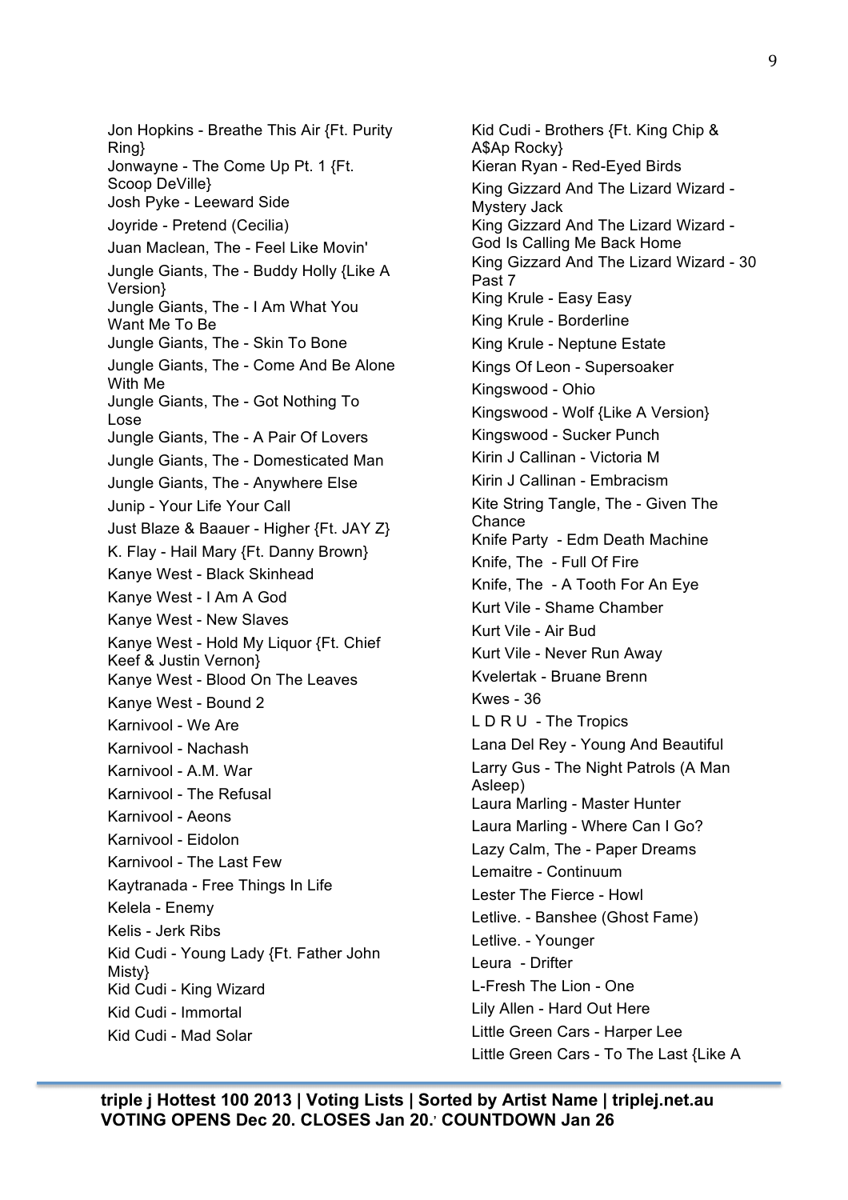Jon Hopkins - Breathe This Air {Ft. Purity Ring}
Jonwayne - The Come Up Pt. 1 {Ft. Scoop DeVille}
Josh Pyke - Leeward Side
Joyride - Pretend (Cecilia)
Juan Maclean, The - Feel Like Movin'
Jungle Giants, The - Buddy Holly {Like A Version}
Jungle Giants, The - I Am What You Want Me To Be
Jungle Giants, The - Skin To Bone
Jungle Giants, The - Come And Be Alone With Me
Jungle Giants, The - Got Nothing To Lose
Jungle Giants, The - A Pair Of Lovers
Jungle Giants, The - Domesticated Man
Jungle Giants, The - Anywhere Else
Junip - Your Life Your Call
Just Blaze & Baauer - Higher {Ft. JAY Z}
K. Flay - Hail Mary {Ft. Danny Brown}
Kanye West - Black Skinhead
Kanye West - I Am A God
Kanye West - New Slaves
Kanye West - Hold My Liquor {Ft. Chief Keef & Justin Vernon}
Kanye West - Blood On The Leaves
Kanye West - Bound 2
Karnivool - We Are
Karnivool - Nachash
Karnivool - A.M. War
Karnivool - The Refusal
Karnivool - Aeons
Karnivool - Eidolon
Karnivool - The Last Few
Kaytranada - Free Things In Life
Kelela - Enemy
Kelis - Jerk Ribs
Kid Cudi - Young Lady {Ft. Father John Misty}
Kid Cudi - King Wizard
Kid Cudi - Immortal
Kid Cudi - Mad Solar
Kid Cudi - Brothers {Ft. King Chip & A$Ap Rocky}
Kieran Ryan - Red-Eyed Birds
King Gizzard And The Lizard Wizard - Mystery Jack
King Gizzard And The Lizard Wizard - God Is Calling Me Back Home
King Gizzard And The Lizard Wizard - 30 Past 7
King Krule - Easy Easy
King Krule - Borderline
King Krule - Neptune Estate
Kings Of Leon - Supersoaker
Kingswood - Ohio
Kingswood - Wolf {Like A Version}
Kingswood - Sucker Punch
Kirin J Callinan - Victoria M
Kirin J Callinan - Embracism
Kite String Tangle, The - Given The Chance
Knife Party - Edm Death Machine
Knife, The - Full Of Fire
Knife, The - A Tooth For An Eye
Kurt Vile - Shame Chamber
Kurt Vile - Air Bud
Kurt Vile - Never Run Away
Kvelertak - Bruane Brenn
Kwes - 36
L D R U - The Tropics
Lana Del Rey - Young And Beautiful
Larry Gus - The Night Patrols (A Man Asleep)
Laura Marling - Master Hunter
Laura Marling - Where Can I Go?
Lazy Calm, The - Paper Dreams
Lemaitre - Continuum
Lester The Fierce - Howl
Letlive. - Banshee (Ghost Fame)
Letlive. - Younger
Leura - Drifter
L-Fresh The Lion - One
Lily Allen - Hard Out Here
Little Green Cars - Harper Lee
Little Green Cars - To The Last {Like A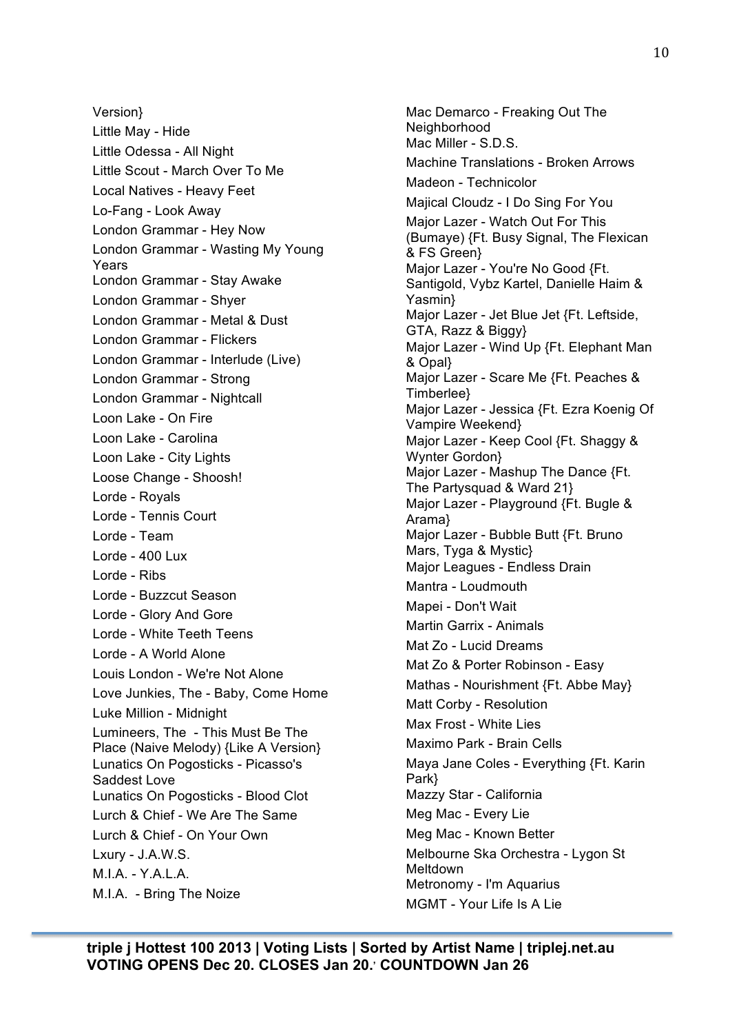Version}

Little May - Hide

Little Odessa - All Night

Little Scout - March Over To Me

Local Natives - Heavy Feet

Lo-Fang - Look Away

London Grammar - Hey Now

London Grammar - Wasting My Young Years

London Grammar - Stay Awake

London Grammar - Shyer

London Grammar - Metal & Dust

London Grammar - Flickers

London Grammar - Interlude (Live)

London Grammar - Strong

London Grammar - Nightcall

Loon Lake - On Fire

Loon Lake - Carolina

Loon Lake - City Lights

Loose Change - Shoosh!

Lorde - Royals

Lorde - Tennis Court

Lorde - Team

Lorde - 400 Lux

Lorde - Ribs

Lorde - Buzzcut Season

Lorde - Glory And Gore

Lorde - White Teeth Teens

Lorde - A World Alone

Louis London - We're Not Alone

Love Junkies, The - Baby, Come Home

Luke Million - Midnight

Lumineers, The - This Must Be The Place (Naive Melody) {Like A Version}

Lunatics On Pogosticks - Picasso's Saddest Love

Lunatics On Pogosticks - Blood Clot

Lurch & Chief - We Are The Same

Lurch & Chief - On Your Own

Lxury - J.A.W.S.

M.I.A. - Y.A.L.A.

M.I.A. - Bring The Noize

Mac Demarco - Freaking Out The Neighborhood

Mac Miller - S.D.S.

Machine Translations - Broken Arrows

Madeon - Technicolor

Majical Cloudz - I Do Sing For You

Major Lazer - Watch Out For This (Bumaye) {Ft. Busy Signal, The Flexican & FS Green}

Major Lazer - You're No Good {Ft. Santigold, Vybz Kartel, Danielle Haim & Yasmin}

Major Lazer - Jet Blue Jet {Ft. Leftside, GTA, Razz & Biggy}

Major Lazer - Wind Up {Ft. Elephant Man & Opal}

Major Lazer - Scare Me {Ft. Peaches & Timberlee}

Major Lazer - Jessica {Ft. Ezra Koenig Of Vampire Weekend}

Major Lazer - Keep Cool {Ft. Shaggy & Wynter Gordon}

Major Lazer - Mashup The Dance {Ft. The Partysquad & Ward 21}

Major Lazer - Playground {Ft. Bugle & Arama}

Major Lazer - Bubble Butt {Ft. Bruno Mars, Tyga & Mystic}

Major Leagues - Endless Drain

Mantra - Loudmouth

Mapei - Don't Wait

Martin Garrix - Animals

Mat Zo - Lucid Dreams

Mat Zo & Porter Robinson - Easy

Mathas - Nourishment {Ft. Abbe May}

Matt Corby - Resolution

Max Frost - White Lies

Maximo Park - Brain Cells

Maya Jane Coles - Everything {Ft. Karin Park}

Mazzy Star - California

Meg Mac - Every Lie

Meg Mac - Known Better

Melbourne Ska Orchestra - Lygon St Meltdown

Metronomy - I'm Aquarius

MGMT - Your Life Is A Lie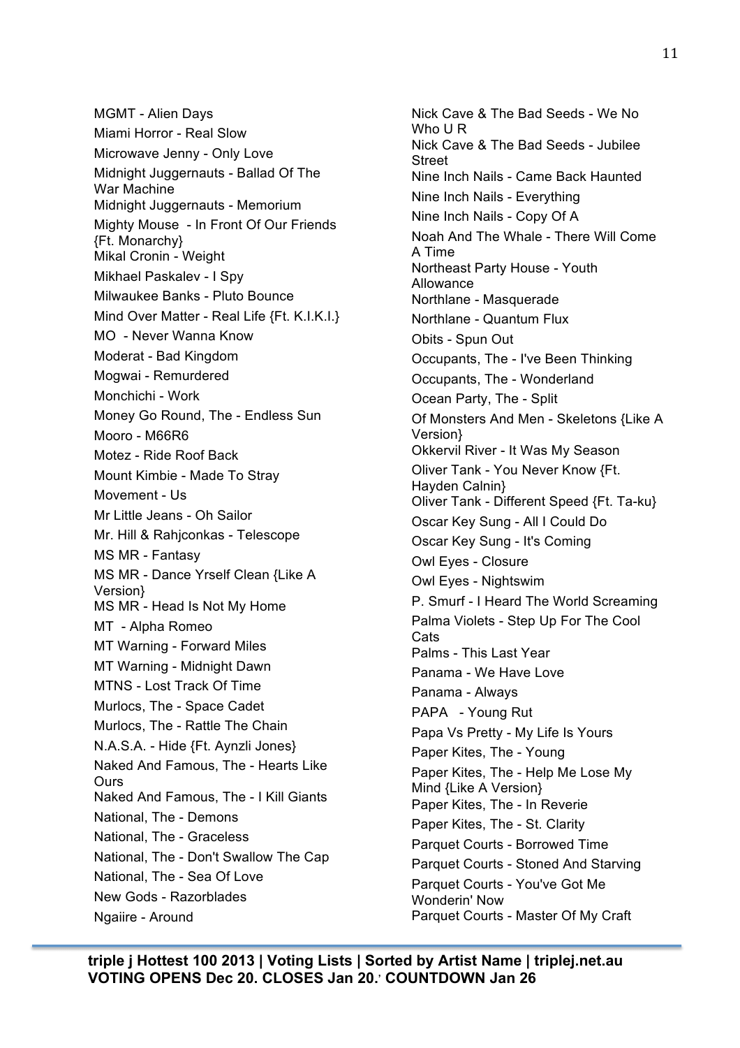MGMT - Alien Days
Miami Horror - Real Slow
Microwave Jenny - Only Love
Midnight Juggernauts - Ballad Of The War Machine
Midnight Juggernauts - Memorium
Mighty Mouse - In Front Of Our Friends {Ft. Monarchy}
Mikal Cronin - Weight
Mikhael Paskalev - I Spy
Milwaukee Banks - Pluto Bounce
Mind Over Matter - Real Life {Ft. K.I.K.I.}
MO - Never Wanna Know
Moderat - Bad Kingdom
Mogwai - Remurdered
Monchichi - Work
Money Go Round, The - Endless Sun
Mooro - M66R6
Motez - Ride Roof Back
Mount Kimbie - Made To Stray
Movement - Us
Mr Little Jeans - Oh Sailor
Mr. Hill & Rahjconkas - Telescope
MS MR - Fantasy
MS MR - Dance Yrself Clean {Like A Version}
MS MR - Head Is Not My Home
MT - Alpha Romeo
MT Warning - Forward Miles
MT Warning - Midnight Dawn
MTNS - Lost Track Of Time
Murlocs, The - Space Cadet
Murlocs, The - Rattle The Chain
N.A.S.A. - Hide {Ft. Aynzli Jones}
Naked And Famous, The - Hearts Like Ours
Naked And Famous, The - I Kill Giants
National, The - Demons
National, The - Graceless
National, The - Don't Swallow The Cap
National, The - Sea Of Love
New Gods - Razorblades
Ngaiire - Around
Nick Cave & The Bad Seeds - We No Who U R
Nick Cave & The Bad Seeds - Jubilee Street
Nine Inch Nails - Came Back Haunted
Nine Inch Nails - Everything
Nine Inch Nails - Copy Of A
Noah And The Whale - There Will Come A Time
Northeast Party House - Youth Allowance
Northlane - Masquerade
Northlane - Quantum Flux
Obits - Spun Out
Occupants, The - I've Been Thinking
Occupants, The - Wonderland
Ocean Party, The - Split
Of Monsters And Men - Skeletons {Like A Version}
Okkervil River - It Was My Season
Oliver Tank - You Never Know {Ft. Hayden Calnin}
Oliver Tank - Different Speed {Ft. Ta-ku}
Oscar Key Sung - All I Could Do
Oscar Key Sung - It's Coming
Owl Eyes - Closure
Owl Eyes - Nightswim
P. Smurf - I Heard The World Screaming
Palma Violets - Step Up For The Cool Cats
Palms - This Last Year
Panama - We Have Love
Panama - Always
PAPA - Young Rut
Papa Vs Pretty - My Life Is Yours
Paper Kites, The - Young
Paper Kites, The - Help Me Lose My Mind {Like A Version}
Paper Kites, The - In Reverie
Paper Kites, The - St. Clarity
Parquet Courts - Borrowed Time
Parquet Courts - Stoned And Starving
Parquet Courts - You've Got Me Wonderin' Now
Parquet Courts - Master Of My Craft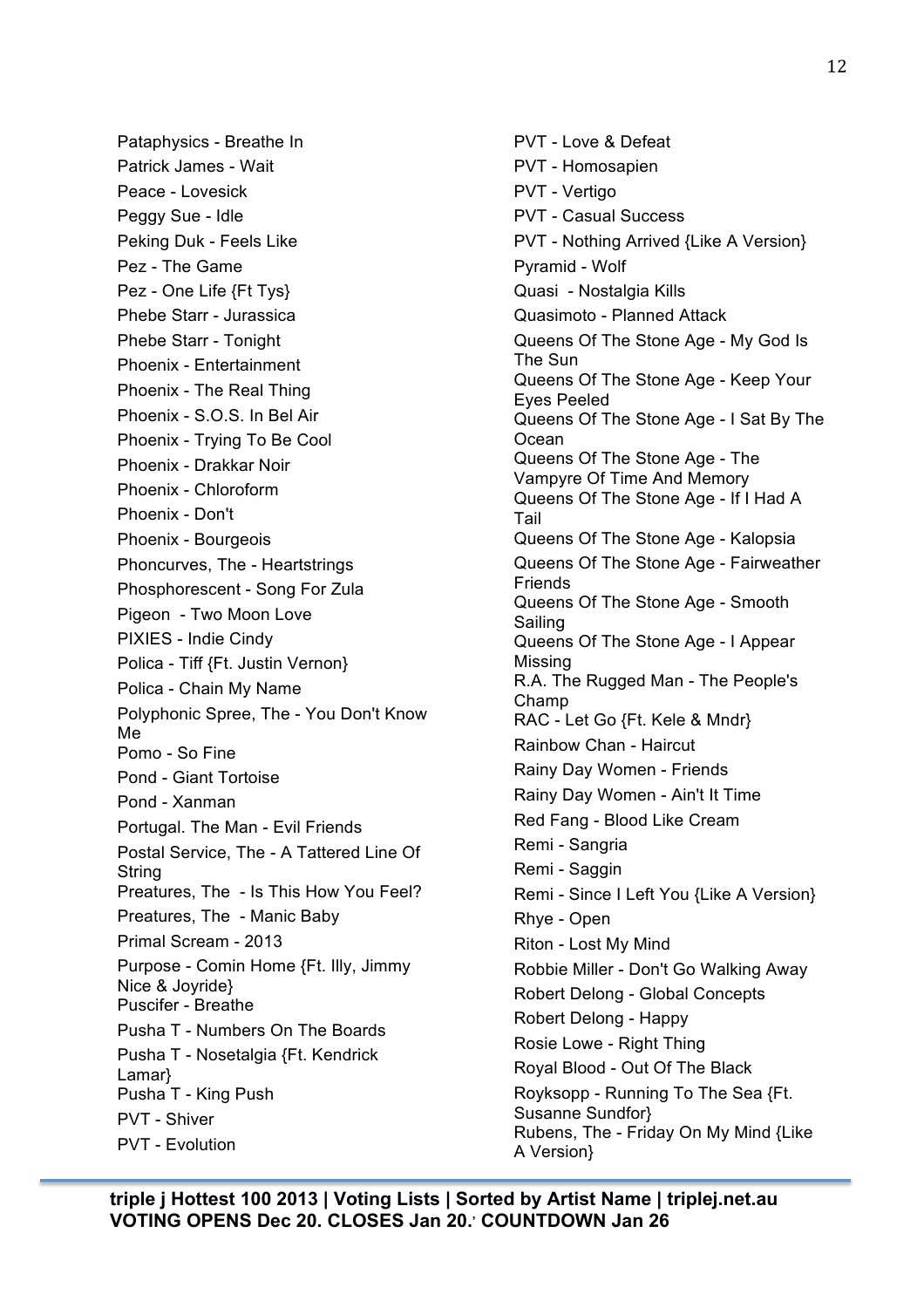Pataphysics - Breathe In
Patrick James - Wait
Peace - Lovesick
Peggy Sue - Idle
Peking Duk - Feels Like
Pez - The Game
Pez - One Life {Ft Tys}
Phebe Starr - Jurassica
Phebe Starr - Tonight
Phoenix - Entertainment
Phoenix - The Real Thing
Phoenix - S.O.S. In Bel Air
Phoenix - Trying To Be Cool
Phoenix - Drakkar Noir
Phoenix - Chloroform
Phoenix - Don't
Phoenix - Bourgeois
Phoncurves, The - Heartstrings
Phosphorescent - Song For Zula
Pigeon - Two Moon Love
PIXIES - Indie Cindy
Polica - Tiff {Ft. Justin Vernon}
Polica - Chain My Name
Polyphonic Spree, The - You Don't Know Me
Pomo - So Fine
Pond - Giant Tortoise
Pond - Xanman
Portugal. The Man - Evil Friends
Postal Service, The - A Tattered Line Of String
Preatures, The - Is This How You Feel?
Preatures, The - Manic Baby
Primal Scream - 2013
Purpose - Comin Home {Ft. Illy, Jimmy Nice & Joyride}
Puscifer - Breathe
Pusha T - Numbers On The Boards
Pusha T - Nosetalgia {Ft. Kendrick Lamar}
Pusha T - King Push
PVT - Shiver
PVT - Evolution
PVT - Love & Defeat
PVT - Homosapien
PVT - Vertigo
PVT - Casual Success
PVT - Nothing Arrived {Like A Version}
Pyramid - Wolf
Quasi - Nostalgia Kills
Quasimoto - Planned Attack
Queens Of The Stone Age - My God Is The Sun
Queens Of The Stone Age - Keep Your Eyes Peeled
Queens Of The Stone Age - I Sat By The Ocean
Queens Of The Stone Age - The Vampyre Of Time And Memory
Queens Of The Stone Age - If I Had A Tail
Queens Of The Stone Age - Kalopsia
Queens Of The Stone Age - Fairweather Friends
Queens Of The Stone Age - Smooth Sailing
Queens Of The Stone Age - I Appear Missing
R.A. The Rugged Man - The People's Champ
RAC - Let Go {Ft. Kele & Mndr}
Rainbow Chan - Haircut
Rainy Day Women - Friends
Rainy Day Women - Ain't It Time
Red Fang - Blood Like Cream
Remi - Sangria
Remi - Saggin
Remi - Since I Left You {Like A Version}
Rhye - Open
Riton - Lost My Mind
Robbie Miller - Don't Go Walking Away
Robert Delong - Global Concepts
Robert Delong - Happy
Rosie Lowe - Right Thing
Royal Blood - Out Of The Black
Royksopp - Running To The Sea {Ft. Susanne Sundfor}
Rubens, The - Friday On My Mind {Like A Version}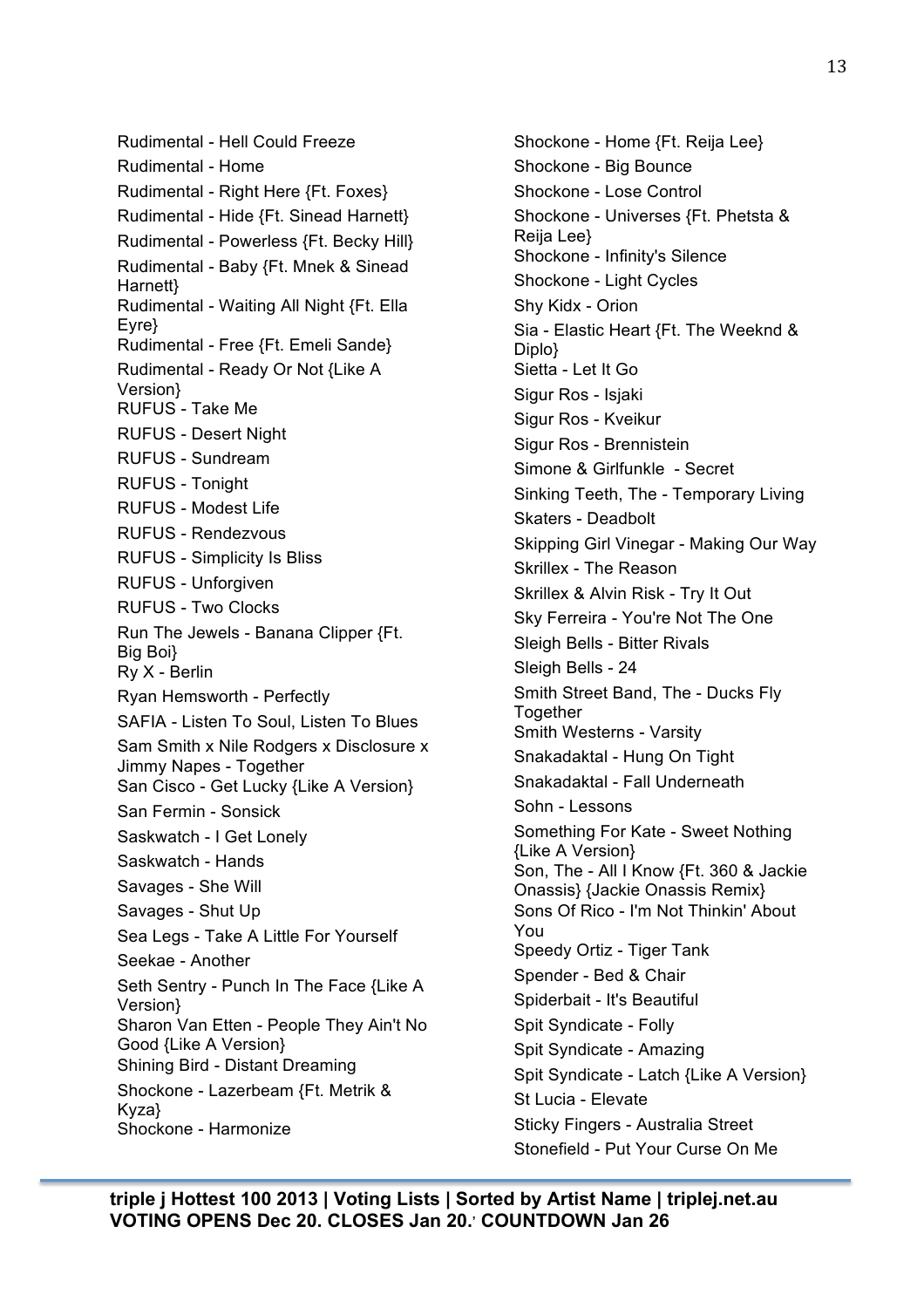Rudimental - Hell Could Freeze
Rudimental - Home
Rudimental - Right Here {Ft. Foxes}
Rudimental - Hide {Ft. Sinead Harnett}
Rudimental - Powerless {Ft. Becky Hill}
Rudimental - Baby {Ft. Mnek & Sinead Harnett}
Rudimental - Waiting All Night {Ft. Ella Eyre}
Rudimental - Free {Ft. Emeli Sande}
Rudimental - Ready Or Not {Like A Version}
RUFUS - Take Me
RUFUS - Desert Night
RUFUS - Sundream
RUFUS - Tonight
RUFUS - Modest Life
RUFUS - Rendezvous
RUFUS - Simplicity Is Bliss
RUFUS - Unforgiven
RUFUS - Two Clocks
Run The Jewels - Banana Clipper {Ft. Big Boi}
Ry X - Berlin
Ryan Hemsworth - Perfectly
SAFIA - Listen To Soul, Listen To Blues
Sam Smith x Nile Rodgers x Disclosure x Jimmy Napes - Together
San Cisco - Get Lucky {Like A Version}
San Fermin - Sonsick
Saskwatch - I Get Lonely
Saskwatch - Hands
Savages - She Will
Savages - Shut Up
Sea Legs - Take A Little For Yourself
Seekae - Another
Seth Sentry - Punch In The Face {Like A Version}
Sharon Van Etten - People They Ain't No Good {Like A Version}
Shining Bird - Distant Dreaming
Shockone - Lazerbeam {Ft. Metrik & Kyza}
Shockone - Harmonize
Shockone - Home {Ft. Reija Lee}
Shockone - Big Bounce
Shockone - Lose Control
Shockone - Universes {Ft. Phetsta & Reija Lee}
Shockone - Infinity's Silence
Shockone - Light Cycles
Shy Kidx - Orion
Sia - Elastic Heart {Ft. The Weeknd & Diplo}
Sietta - Let It Go
Sigur Ros - Isjaki
Sigur Ros - Kveikur
Sigur Ros - Brennistein
Simone & Girlfunkle - Secret
Sinking Teeth, The - Temporary Living
Skaters - Deadbolt
Skipping Girl Vinegar - Making Our Way
Skrillex - The Reason
Skrillex & Alvin Risk - Try It Out
Sky Ferreira - You're Not The One
Sleigh Bells - Bitter Rivals
Sleigh Bells - 24
Smith Street Band, The - Ducks Fly Together
Smith Westerns - Varsity
Snakadaktal - Hung On Tight
Snakadaktal - Fall Underneath
Sohn - Lessons
Something For Kate - Sweet Nothing {Like A Version}
Son, The - All I Know {Ft. 360 & Jackie Onassis} {Jackie Onassis Remix}
Sons Of Rico - I'm Not Thinkin' About You
Speedy Ortiz - Tiger Tank
Spender - Bed & Chair
Spiderbait - It's Beautiful
Spit Syndicate - Folly
Spit Syndicate - Amazing
Spit Syndicate - Latch {Like A Version}
St Lucia - Elevate
Sticky Fingers - Australia Street
Stonefield - Put Your Curse On Me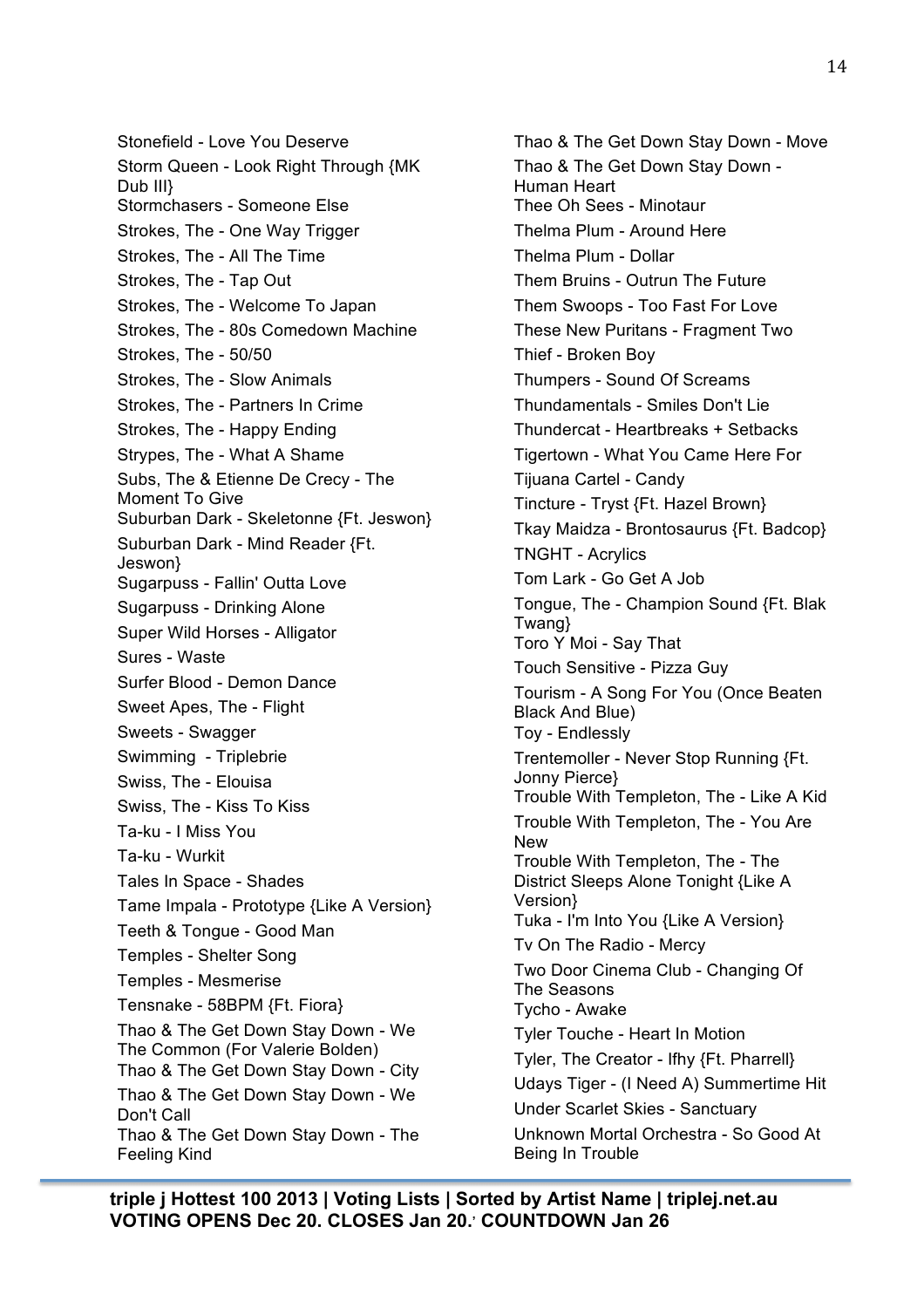Stonefield - Love You Deserve
Storm Queen - Look Right Through {MK Dub III}
Stormchasers - Someone Else
Strokes, The - One Way Trigger
Strokes, The - All The Time
Strokes, The - Tap Out
Strokes, The - Welcome To Japan
Strokes, The - 80s Comedown Machine
Strokes, The - 50/50
Strokes, The - Slow Animals
Strokes, The - Partners In Crime
Strokes, The - Happy Ending
Strypes, The - What A Shame
Subs, The & Etienne De Crecy - The Moment To Give
Suburban Dark - Skeletonne {Ft. Jeswon}
Suburban Dark - Mind Reader {Ft. Jeswon}
Sugarpuss - Fallin' Outta Love
Sugarpuss - Drinking Alone
Super Wild Horses - Alligator
Sures - Waste
Surfer Blood - Demon Dance
Sweet Apes, The - Flight
Sweets - Swagger
Swimming - Triplebrie
Swiss, The - Elouisa
Swiss, The - Kiss To Kiss
Ta-ku - I Miss You
Ta-ku - Wurkit
Tales In Space - Shades
Tame Impala - Prototype {Like A Version}
Teeth & Tongue - Good Man
Temples - Shelter Song
Temples - Mesmerise
Tensnake - 58BPM {Ft. Fiora}
Thao & The Get Down Stay Down - We The Common (For Valerie Bolden)
Thao & The Get Down Stay Down - City
Thao & The Get Down Stay Down - We Don't Call
Thao & The Get Down Stay Down - The Feeling Kind
Thao & The Get Down Stay Down - Move
Thao & The Get Down Stay Down - Human Heart
Thee Oh Sees - Minotaur
Thelma Plum - Around Here
Thelma Plum - Dollar
Them Bruins - Outrun The Future
Them Swoops - Too Fast For Love
These New Puritans - Fragment Two
Thief - Broken Boy
Thumpers - Sound Of Screams
Thundamentals - Smiles Don't Lie
Thundercat - Heartbreaks + Setbacks
Tigertown - What You Came Here For
Tijuana Cartel - Candy
Tincture - Tryst {Ft. Hazel Brown}
Tkay Maidza - Brontosaurus {Ft. Badcop}
TNGHT - Acrylics
Tom Lark - Go Get A Job
Tongue, The - Champion Sound {Ft. Blak Twang}
Toro Y Moi - Say That
Touch Sensitive - Pizza Guy
Tourism - A Song For You (Once Beaten Black And Blue)
Toy - Endlessly
Trentemoller - Never Stop Running {Ft. Jonny Pierce}
Trouble With Templeton, The - Like A Kid
Trouble With Templeton, The - You Are New
Trouble With Templeton, The - The District Sleeps Alone Tonight {Like A Version}
Tuka - I'm Into You {Like A Version}
Tv On The Radio - Mercy
Two Door Cinema Club - Changing Of The Seasons
Tycho - Awake
Tyler Touche - Heart In Motion
Tyler, The Creator - Ifhy {Ft. Pharrell}
Udays Tiger - (I Need A) Summertime Hit
Under Scarlet Skies - Sanctuary
Unknown Mortal Orchestra - So Good At Being In Trouble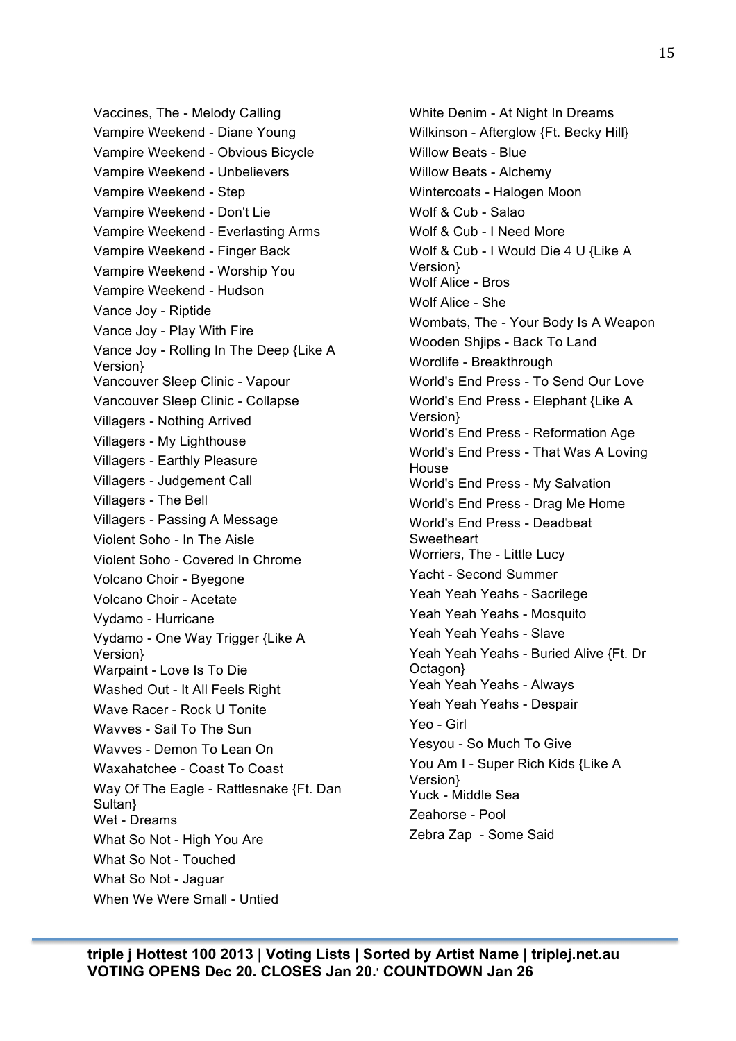Vaccines, The - Melody Calling
Vampire Weekend - Diane Young
Vampire Weekend - Obvious Bicycle
Vampire Weekend - Unbelievers
Vampire Weekend - Step
Vampire Weekend - Don't Lie
Vampire Weekend - Everlasting Arms
Vampire Weekend - Finger Back
Vampire Weekend - Worship You
Vampire Weekend - Hudson
Vance Joy - Riptide
Vance Joy - Play With Fire
Vance Joy - Rolling In The Deep {Like A Version}
Vancouver Sleep Clinic - Vapour
Vancouver Sleep Clinic - Collapse
Villagers - Nothing Arrived
Villagers - My Lighthouse
Villagers - Earthly Pleasure
Villagers - Judgement Call
Villagers - The Bell
Villagers - Passing A Message
Violent Soho - In The Aisle
Violent Soho - Covered In Chrome
Volcano Choir - Byegone
Volcano Choir - Acetate
Vydamo - Hurricane
Vydamo - One Way Trigger {Like A Version}
Warpaint - Love Is To Die
Washed Out - It All Feels Right
Wave Racer - Rock U Tonite
Wavves - Sail To The Sun
Wavves - Demon To Lean On
Waxahatchee - Coast To Coast
Way Of The Eagle - Rattlesnake {Ft. Dan Sultan}
Wet - Dreams
What So Not - High You Are
What So Not - Touched
What So Not - Jaguar
When We Were Small - Untied
White Denim - At Night In Dreams
Wilkinson - Afterglow {Ft. Becky Hill}
Willow Beats - Blue
Willow Beats - Alchemy
Wintercoats - Halogen Moon
Wolf & Cub - Salao
Wolf & Cub - I Need More
Wolf & Cub - I Would Die 4 U {Like A Version}
Wolf Alice - Bros
Wolf Alice - She
Wombats, The - Your Body Is A Weapon
Wooden Shjips - Back To Land
Wordlife - Breakthrough
World's End Press - To Send Our Love
World's End Press - Elephant {Like A Version}
World's End Press - Reformation Age
World's End Press - That Was A Loving House
World's End Press - My Salvation
World's End Press - Drag Me Home
World's End Press - Deadbeat Sweetheart
Worriers, The - Little Lucy
Yacht - Second Summer
Yeah Yeah Yeahs - Sacrilege
Yeah Yeah Yeahs - Mosquito
Yeah Yeah Yeahs - Slave
Yeah Yeah Yeahs - Buried Alive {Ft. Dr Octagon}
Yeah Yeah Yeahs - Always
Yeah Yeah Yeahs - Despair
Yeo - Girl
Yesyou - So Much To Give
You Am I - Super Rich Kids {Like A Version}
Yuck - Middle Sea
Zeahorse - Pool
Zebra Zap - Some Said